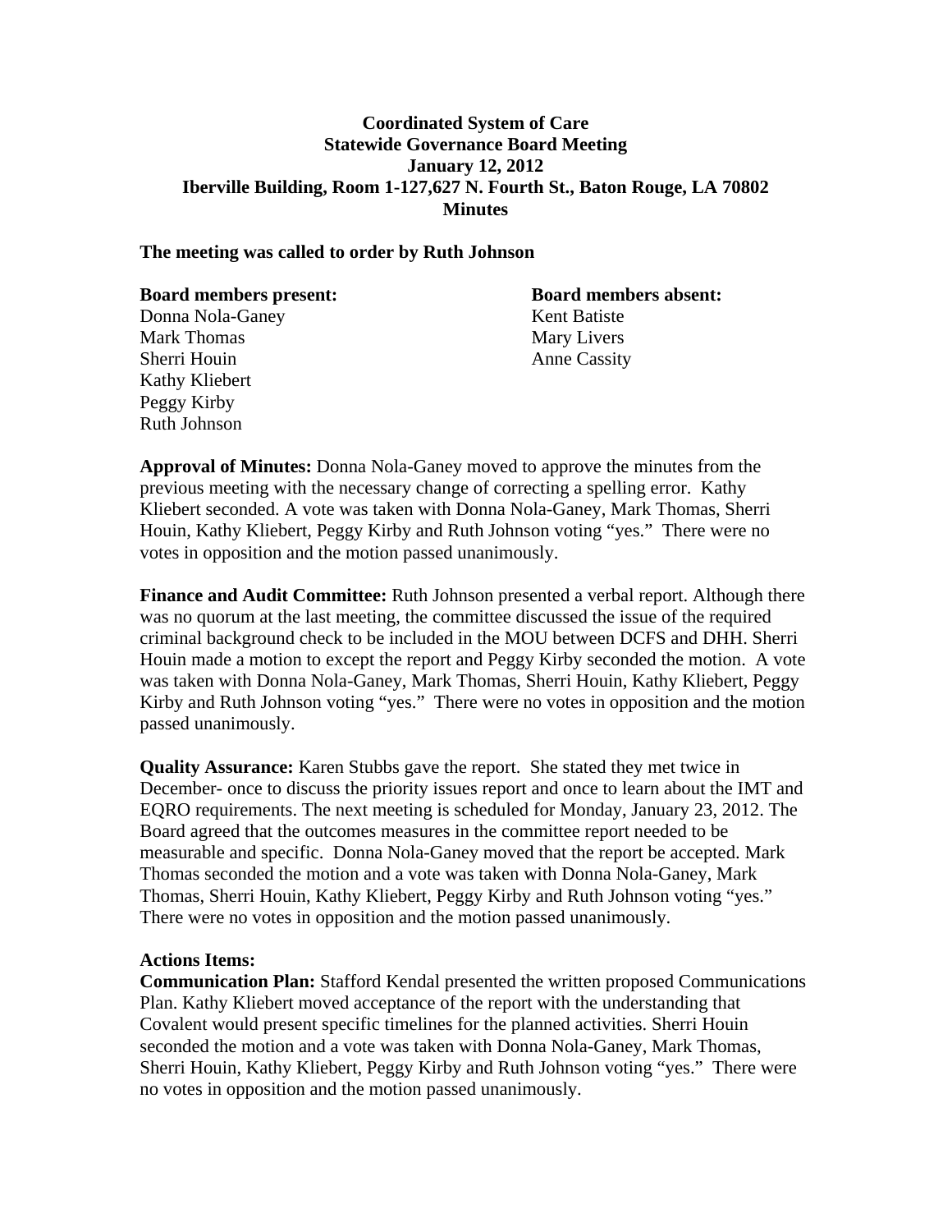# Coordinated System of Care
## Statewide Governance Board Meeting
### January 12, 2012
### Iberville Building, Room 1-127,627 N. Fourth St., Baton Rouge, LA 70802
### Minutes

**The meeting was called to order by Ruth Johnson**

**Board members present:**
Donna Nola-Ganey
Mark Thomas
Sherri Houin
Kathy Kliebert
Peggy Kirby
Ruth Johnson

**Board members absent:**
Kent Batiste
Mary Livers
Anne Cassity

**Approval of Minutes:** Donna Nola-Ganey moved to approve the minutes from the previous meeting with the necessary change of correcting a spelling error. Kathy Kliebert seconded. A vote was taken with Donna Nola-Ganey, Mark Thomas, Sherri Houin, Kathy Kliebert, Peggy Kirby and Ruth Johnson voting "yes." There were no votes in opposition and the motion passed unanimously.

**Finance and Audit Committee:** Ruth Johnson presented a verbal report. Although there was no quorum at the last meeting, the committee discussed the issue of the required criminal background check to be included in the MOU between DCFS and DHH. Sherri Houin made a motion to except the report and Peggy Kirby seconded the motion. A vote was taken with Donna Nola-Ganey, Mark Thomas, Sherri Houin, Kathy Kliebert, Peggy Kirby and Ruth Johnson voting "yes." There were no votes in opposition and the motion passed unanimously.

**Quality Assurance:** Karen Stubbs gave the report. She stated they met twice in December- once to discuss the priority issues report and once to learn about the IMT and EQRO requirements. The next meeting is scheduled for Monday, January 23, 2012. The Board agreed that the outcomes measures in the committee report needed to be measurable and specific. Donna Nola-Ganey moved that the report be accepted. Mark Thomas seconded the motion and a vote was taken with Donna Nola-Ganey, Mark Thomas, Sherri Houin, Kathy Kliebert, Peggy Kirby and Ruth Johnson voting "yes." There were no votes in opposition and the motion passed unanimously.

**Actions Items:**
**Communication Plan:** Stafford Kendal presented the written proposed Communications Plan. Kathy Kliebert moved acceptance of the report with the understanding that Covalent would present specific timelines for the planned activities. Sherri Houin seconded the motion and a vote was taken with Donna Nola-Ganey, Mark Thomas, Sherri Houin, Kathy Kliebert, Peggy Kirby and Ruth Johnson voting "yes." There were no votes in opposition and the motion passed unanimously.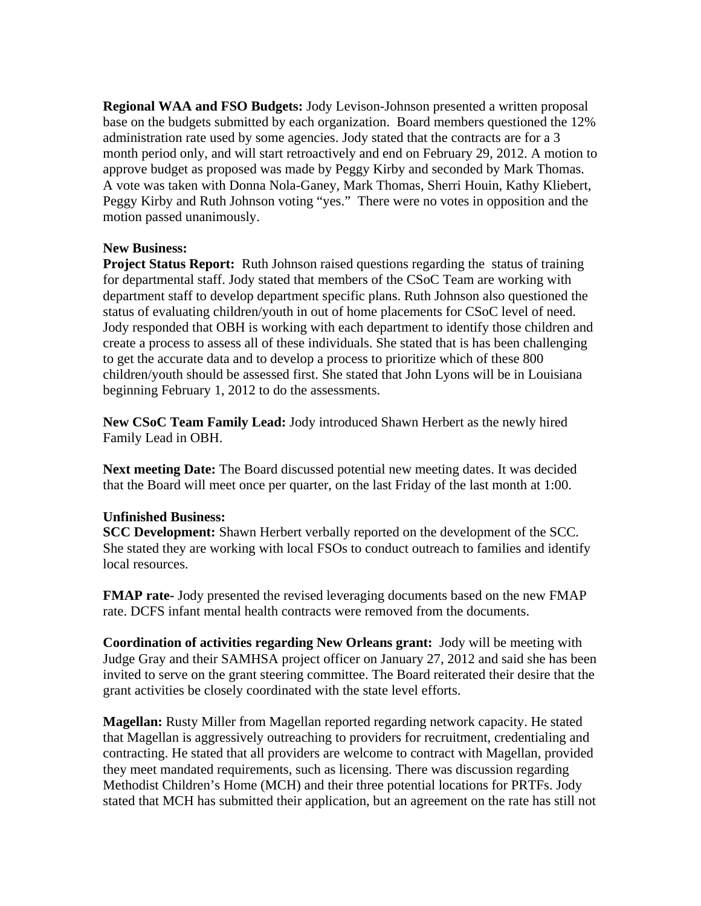**Regional WAA and FSO Budgets:** Jody Levison-Johnson presented a written proposal base on the budgets submitted by each organization. Board members questioned the 12% administration rate used by some agencies. Jody stated that the contracts are for a 3 month period only, and will start retroactively and end on February 29, 2012. A motion to approve budget as proposed was made by Peggy Kirby and seconded by Mark Thomas. A vote was taken with Donna Nola-Ganey, Mark Thomas, Sherri Houin, Kathy Kliebert, Peggy Kirby and Ruth Johnson voting "yes." There were no votes in opposition and the motion passed unanimously.

**New Business:**

**Project Status Report:** Ruth Johnson raised questions regarding the status of training for departmental staff. Jody stated that members of the CSoC Team are working with department staff to develop department specific plans. Ruth Johnson also questioned the status of evaluating children/youth in out of home placements for CSoC level of need. Jody responded that OBH is working with each department to identify those children and create a process to assess all of these individuals. She stated that is has been challenging to get the accurate data and to develop a process to prioritize which of these 800 children/youth should be assessed first. She stated that John Lyons will be in Louisiana beginning February 1, 2012 to do the assessments.

**New CSoC Team Family Lead:** Jody introduced Shawn Herbert as the newly hired Family Lead in OBH.

**Next meeting Date:** The Board discussed potential new meeting dates. It was decided that the Board will meet once per quarter, on the last Friday of the last month at 1:00.

**Unfinished Business:**

**SCC Development:** Shawn Herbert verbally reported on the development of the SCC. She stated they are working with local FSOs to conduct outreach to families and identify local resources.

**FMAP rate-** Jody presented the revised leveraging documents based on the new FMAP rate. DCFS infant mental health contracts were removed from the documents.

**Coordination of activities regarding New Orleans grant:** Jody will be meeting with Judge Gray and their SAMHSA project officer on January 27, 2012 and said she has been invited to serve on the grant steering committee. The Board reiterated their desire that the grant activities be closely coordinated with the state level efforts.

**Magellan:** Rusty Miller from Magellan reported regarding network capacity. He stated that Magellan is aggressively outreaching to providers for recruitment, credentialing and contracting. He stated that all providers are welcome to contract with Magellan, provided they meet mandated requirements, such as licensing. There was discussion regarding Methodist Children's Home (MCH) and their three potential locations for PRTFs. Jody stated that MCH has submitted their application, but an agreement on the rate has still not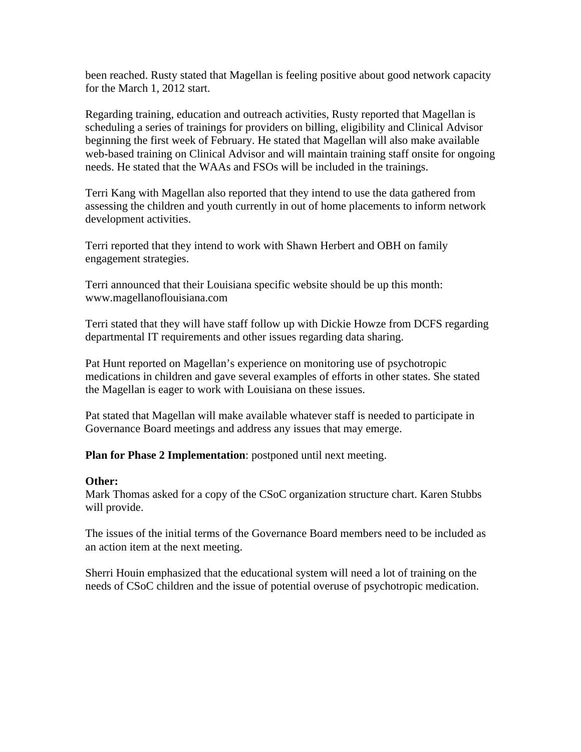been reached. Rusty stated that Magellan is feeling positive about good network capacity for the March 1, 2012 start.

Regarding training, education and outreach activities, Rusty reported that Magellan is scheduling a series of trainings for providers on billing, eligibility and Clinical Advisor beginning the first week of February. He stated that Magellan will also make available web-based training on Clinical Advisor and will maintain training staff onsite for ongoing needs. He stated that the WAAs and FSOs will be included in the trainings.

Terri Kang with Magellan also reported that they intend to use the data gathered from assessing the children and youth currently in out of home placements to inform network development activities.

Terri reported that they intend to work with Shawn Herbert and OBH on family engagement strategies.

Terri announced that their Louisiana specific website should be up this month: www.magellanoflouisiana.com

Terri stated that they will have staff follow up with Dickie Howze from DCFS regarding departmental IT requirements and other issues regarding data sharing.

Pat Hunt reported on Magellan's experience on monitoring use of psychotropic medications in children and gave several examples of efforts in other states. She stated the Magellan is eager to work with Louisiana on these issues.

Pat stated that Magellan will make available whatever staff is needed to participate in Governance Board meetings and address any issues that may emerge.

**Plan for Phase 2 Implementation**: postponed until next meeting.

**Other:**
Mark Thomas asked for a copy of the CSoC organization structure chart. Karen Stubbs will provide.

The issues of the initial terms of the Governance Board members need to be included as an action item at the next meeting.

Sherri Houin emphasized that the educational system will need a lot of training on the needs of CSoC children and the issue of potential overuse of psychotropic medication.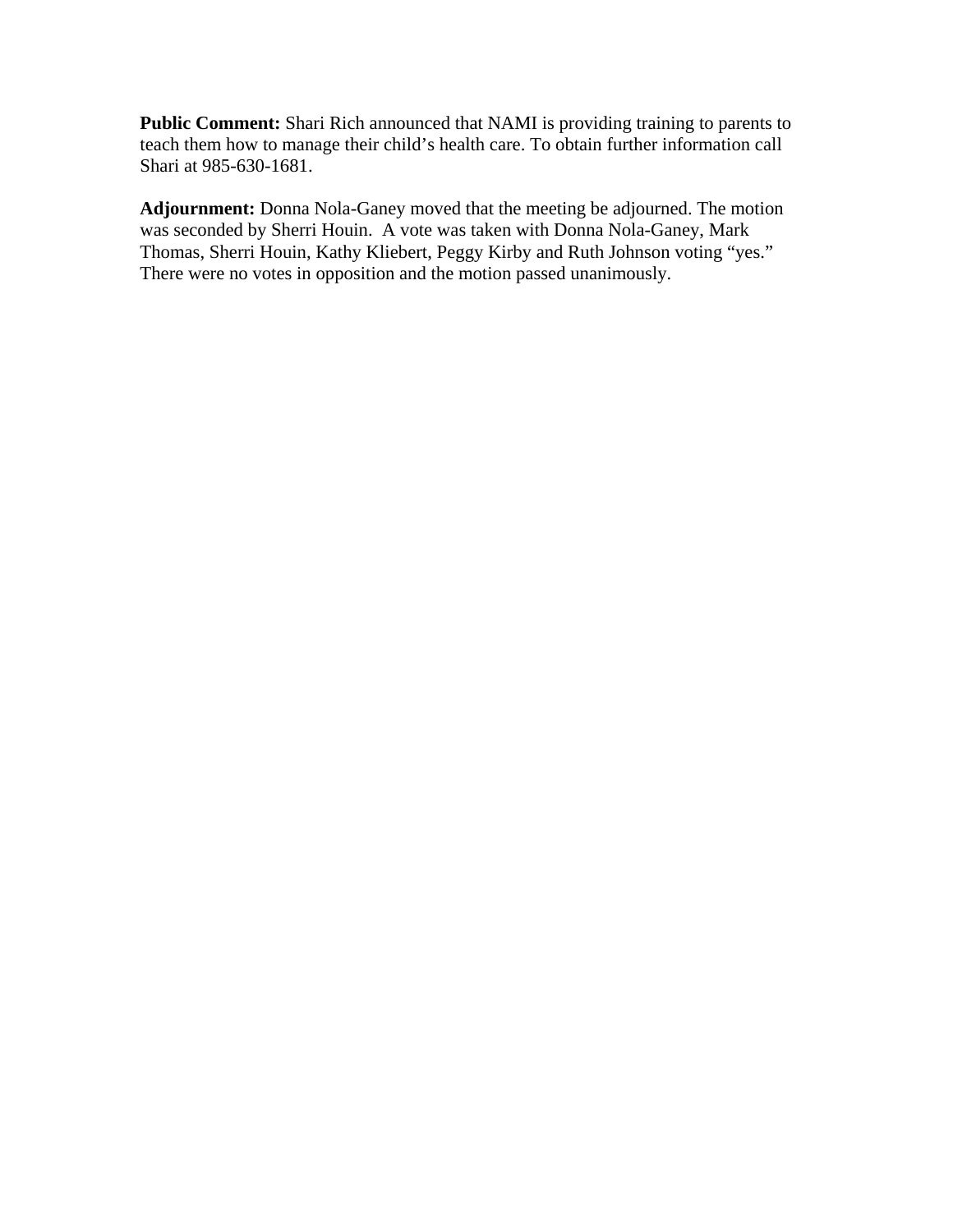**Public Comment:** Shari Rich announced that NAMI is providing training to parents to teach them how to manage their child's health care. To obtain further information call Shari at 985-630-1681.

**Adjournment:** Donna Nola-Ganey moved that the meeting be adjourned. The motion was seconded by Sherri Houin. A vote was taken with Donna Nola-Ganey, Mark Thomas, Sherri Houin, Kathy Kliebert, Peggy Kirby and Ruth Johnson voting "yes." There were no votes in opposition and the motion passed unanimously.